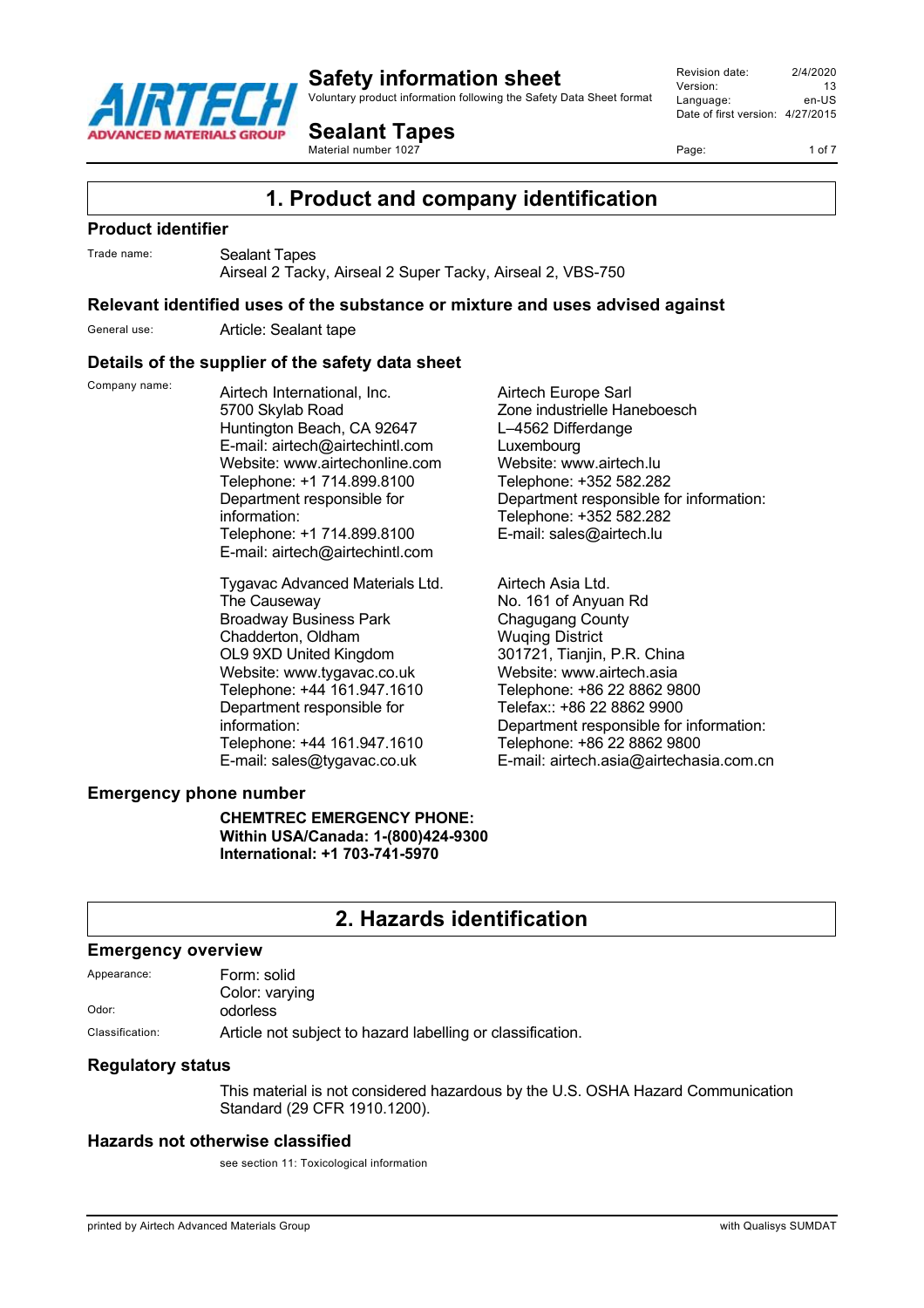# Safety information sheet

Voluntary product information following the Safety Data Sheet format

# Sealant Tapes

Material number 1027

Revision date: 2/4/2020
Version: 13
Language: en-US
Date of first version: 4/27/2015

## 1. Product and company identification

### Product identifier

Trade name: Sealant Tapes
Airseal 2 Tacky, Airseal 2 Super Tacky, Airseal 2, VBS-750

### Relevant identified uses of the substance or mixture and uses advised against

General use: Article: Sealant tape

### Details of the supplier of the safety data sheet

Company name:

Airtech International, Inc.
5700 Skylab Road
Huntington Beach, CA 92647
E-mail: airtech@airtechintl.com
Website: www.airtechonline.com
Telephone: +1 714.899.8100
Department responsible for information:
Telephone: +1 714.899.8100
E-mail: airtech@airtechintl.com

Airtech Europe Sarl
Zone industrielle Haneboesch
L–4562 Differdange
Luxembourg
Website: www.airtech.lu
Telephone: +352 582.282
Department responsible for information:
Telephone: +352 582.282
E-mail: sales@airtech.lu

Tygavac Advanced Materials Ltd.
The Causeway
Broadway Business Park
Chadderton, Oldham
OL9 9XD United Kingdom
Website: www.tygavac.co.uk
Telephone: +44 161.947.1610
Department responsible for information:
Telephone: +44 161.947.1610
E-mail: sales@tygavac.co.uk

Airtech Asia Ltd.
No. 161 of Anyuan Rd
Chagugang County
Wuqing District
301721, Tianjin, P.R. China
Website: www.airtech.asia
Telephone: +86 22 8862 9800
Telefax:: +86 22 8862 9900
Department responsible for information:
Telephone: +86 22 8862 9800
E-mail: airtech.asia@airtechasia.com.cn

### Emergency phone number

**CHEMTREC EMERGENCY PHONE:**
**Within USA/Canada: 1-(800)424-9300**
**International: +1 703-741-5970**

## 2. Hazards identification

### Emergency overview

Appearance: Form: solid
Color: varying
Odor: odorless
Classification: Article not subject to hazard labelling or classification.

### Regulatory status

This material is not considered hazardous by the U.S. OSHA Hazard Communication Standard (29 CFR 1910.1200).

### Hazards not otherwise classified

see section 11: Toxicological information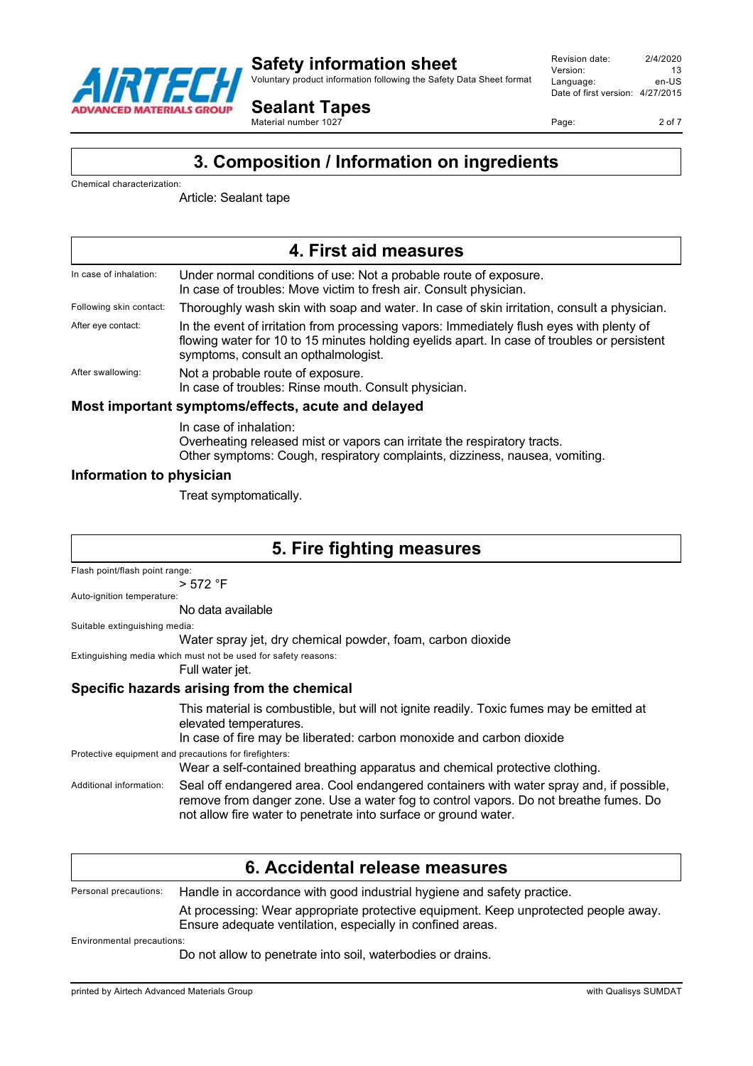## 3. Composition / Information on ingredients

Chemical characterization:

Article: Sealant tape

## 4. First aid measures

In case of inhalation: Under normal conditions of use: Not a probable route of exposure.
In case of troubles: Move victim to fresh air. Consult physician.

Following skin contact: Thoroughly wash skin with soap and water. In case of skin irritation, consult a physician.

After eye contact: In the event of irritation from processing vapors: Immediately flush eyes with plenty of flowing water for 10 to 15 minutes holding eyelids apart. In case of troubles or persistent symptoms, consult an opthalmologist.

After swallowing: Not a probable route of exposure.
In case of troubles: Rinse mouth. Consult physician.

### Most important symptoms/effects, acute and delayed

In case of inhalation:
Overheating released mist or vapors can irritate the respiratory tracts.
Other symptoms: Cough, respiratory complaints, dizziness, nausea, vomiting.

### Information to physician

Treat symptomatically.

## 5. Fire fighting measures

Flash point/flash point range:

> 572 °F

Auto-ignition temperature:

No data available

Suitable extinguishing media:

Water spray jet, dry chemical powder, foam, carbon dioxide

Extinguishing media which must not be used for safety reasons:

Full water jet.

### Specific hazards arising from the chemical

This material is combustible, but will not ignite readily. Toxic fumes may be emitted at elevated temperatures.
In case of fire may be liberated: carbon monoxide and carbon dioxide

Protective equipment and precautions for firefighters:

Wear a self-contained breathing apparatus and chemical protective clothing.

Additional information: Seal off endangered area. Cool endangered containers with water spray and, if possible, remove from danger zone. Use a water fog to control vapors. Do not breathe fumes. Do not allow fire water to penetrate into surface or ground water.

## 6. Accidental release measures

Personal precautions: Handle in accordance with good industrial hygiene and safety practice.

At processing: Wear appropriate protective equipment. Keep unprotected people away. Ensure adequate ventilation, especially in confined areas.

Environmental precautions:

Do not allow to penetrate into soil, waterbodies or drains.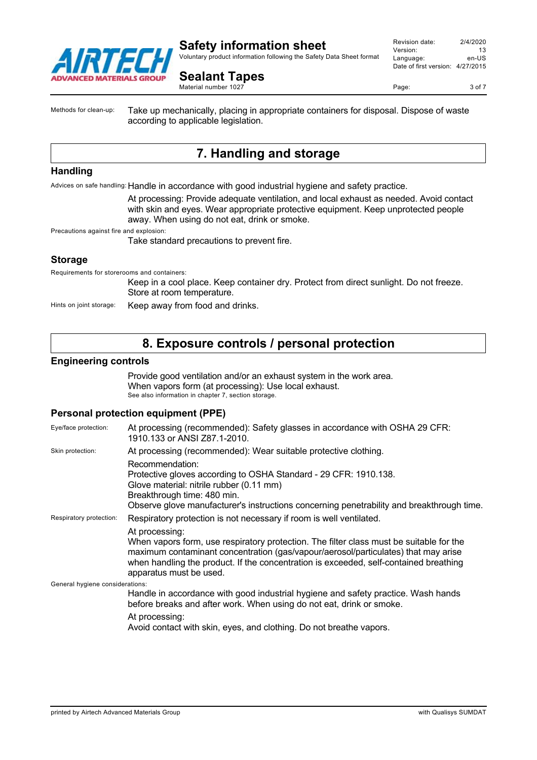Methods for clean-up: Take up mechanically, placing in appropriate containers for disposal. Dispose of waste according to applicable legislation.

## 7. Handling and storage

### Handling

Advices on safe handling: Handle in accordance with good industrial hygiene and safety practice.

At processing: Provide adequate ventilation, and local exhaust as needed. Avoid contact with skin and eyes. Wear appropriate protective equipment. Keep unprotected people away. When using do not eat, drink or smoke.

Precautions against fire and explosion:

Take standard precautions to prevent fire.

### Storage

Requirements for storerooms and containers:

Keep in a cool place. Keep container dry. Protect from direct sunlight. Do not freeze. Store at room temperature.

Hints on joint storage: Keep away from food and drinks.

## 8. Exposure controls / personal protection

### Engineering controls

Provide good ventilation and/or an exhaust system in the work area.
When vapors form (at processing): Use local exhaust.
See also information in chapter 7, section storage.

### Personal protection equipment (PPE)

Eye/face protection: At processing (recommended): Safety glasses in accordance with OSHA 29 CFR: 1910.133 or ANSI Z87.1-2010.

Skin protection: At processing (recommended): Wear suitable protective clothing.

Recommendation:
Protective gloves according to OSHA Standard - 29 CFR: 1910.138.
Glove material: nitrile rubber (0.11 mm)
Breakthrough time: 480 min.
Observe glove manufacturer's instructions concerning penetrability and breakthrough time.

Respiratory protection: Respiratory protection is not necessary if room is well ventilated.

At processing:
When vapors form, use respiratory protection. The filter class must be suitable for the maximum contaminant concentration (gas/vapour/aerosol/particulates) that may arise when handling the product. If the concentration is exceeded, self-contained breathing apparatus must be used.

General hygiene considerations:

Handle in accordance with good industrial hygiene and safety practice. Wash hands before breaks and after work. When using do not eat, drink or smoke.

At processing:
Avoid contact with skin, eyes, and clothing. Do not breathe vapors.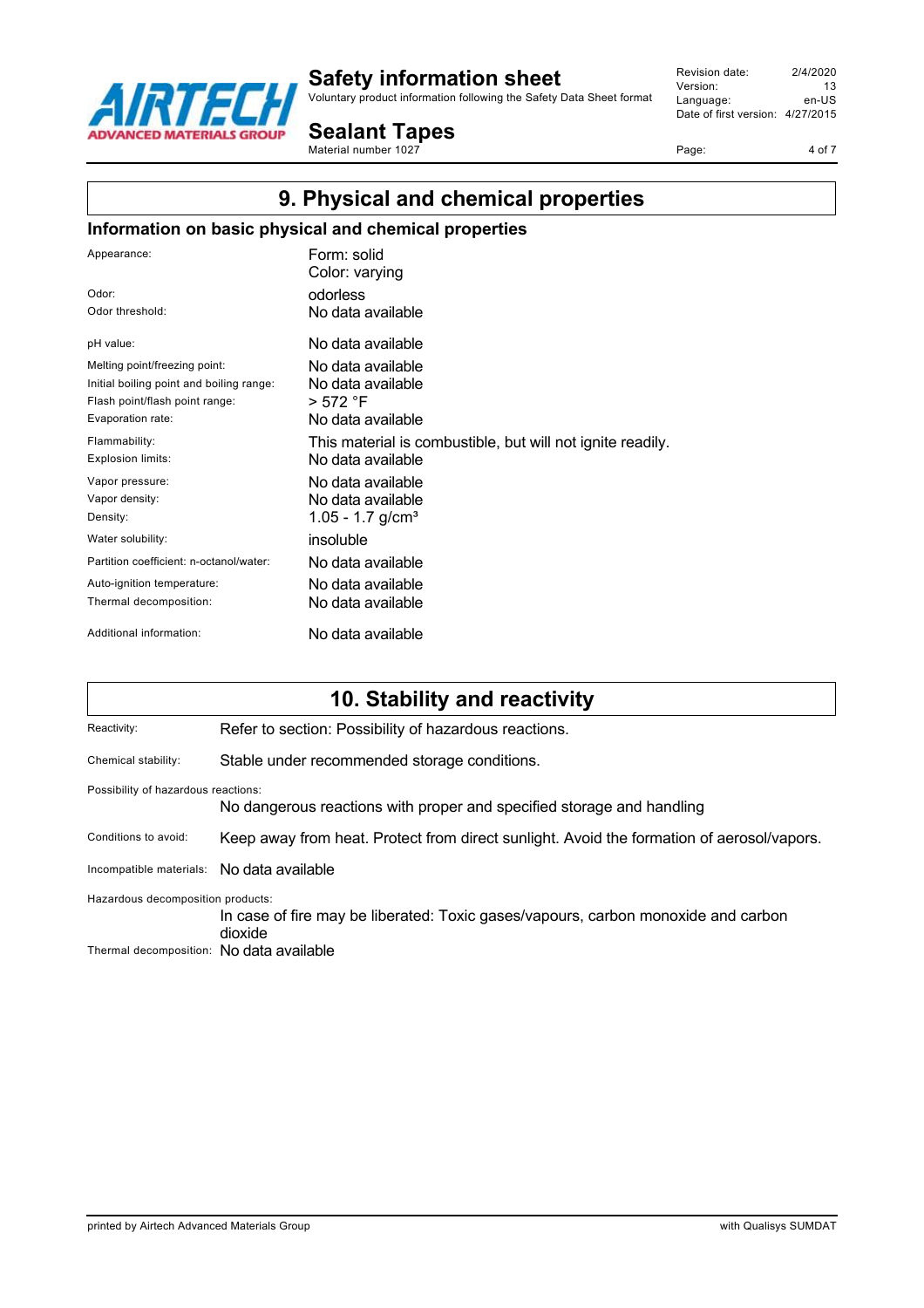## 9. Physical and chemical properties

### Information on basic physical and chemical properties

| | |
|---|---|
| Appearance: | Form: solid<br>Color: varying |
| Odor: | odorless |
| Odor threshold: | No data available |
| pH value: | No data available |
| Melting point/freezing point: | No data available |
| Initial boiling point and boiling range: | No data available |
| Flash point/flash point range: | > 572 °F |
| Evaporation rate: | No data available |
| Flammability: | This material is combustible, but will not ignite readily. |
| Explosion limits: | No data available |
| Vapor pressure: | No data available |
| Vapor density: | No data available |
| Density: | 1.05 - 1.7 g/cm³ |
| Water solubility: | insoluble |
| Partition coefficient: n-octanol/water: | No data available |
| Auto-ignition temperature: | No data available |
| Thermal decomposition: | No data available |
| Additional information: | No data available |

## 10. Stability and reactivity

| | |
|---|---|
| Reactivity: | Refer to section: Possibility of hazardous reactions. |
| Chemical stability: | Stable under recommended storage conditions. |
| Possibility of hazardous reactions: | No dangerous reactions with proper and specified storage and handling |
| Conditions to avoid: | Keep away from heat. Protect from direct sunlight. Avoid the formation of aerosol/vapors. |
| Incompatible materials: | No data available |
| Hazardous decomposition products: | In case of fire may be liberated: Toxic gases/vapours, carbon monoxide and carbon dioxide |
| Thermal decomposition: | No data available |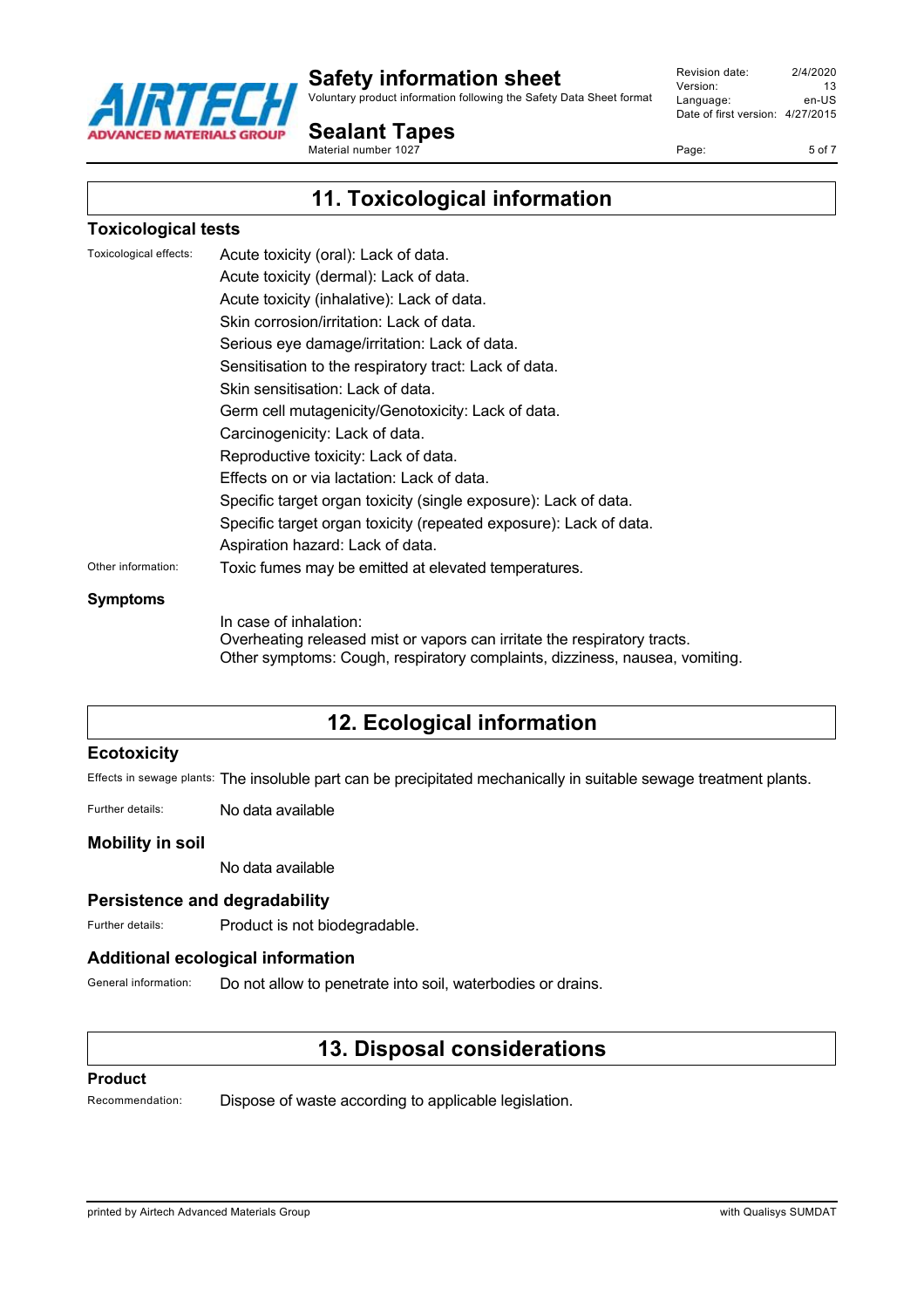## 11. Toxicological information

### Toxicological tests

Toxicological effects:

Acute toxicity (oral): Lack of data.
Acute toxicity (dermal): Lack of data.
Acute toxicity (inhalative): Lack of data.
Skin corrosion/irritation: Lack of data.
Serious eye damage/irritation: Lack of data.
Sensitisation to the respiratory tract: Lack of data.
Skin sensitisation: Lack of data.
Germ cell mutagenicity/Genotoxicity: Lack of data.
Carcinogenicity: Lack of data.
Reproductive toxicity: Lack of data.
Effects on or via lactation: Lack of data.
Specific target organ toxicity (single exposure): Lack of data.
Specific target organ toxicity (repeated exposure): Lack of data.
Aspiration hazard: Lack of data.

Other information: Toxic fumes may be emitted at elevated temperatures.

### Symptoms

In case of inhalation:
Overheating released mist or vapors can irritate the respiratory tracts.
Other symptoms: Cough, respiratory complaints, dizziness, nausea, vomiting.

## 12. Ecological information

### Ecotoxicity

Effects in sewage plants: The insoluble part can be precipitated mechanically in suitable sewage treatment plants.

Further details: No data available

### Mobility in soil

No data available

### Persistence and degradability

Further details: Product is not biodegradable.

### Additional ecological information

General information: Do not allow to penetrate into soil, waterbodies or drains.

## 13. Disposal considerations

### Product

Recommendation: Dispose of waste according to applicable legislation.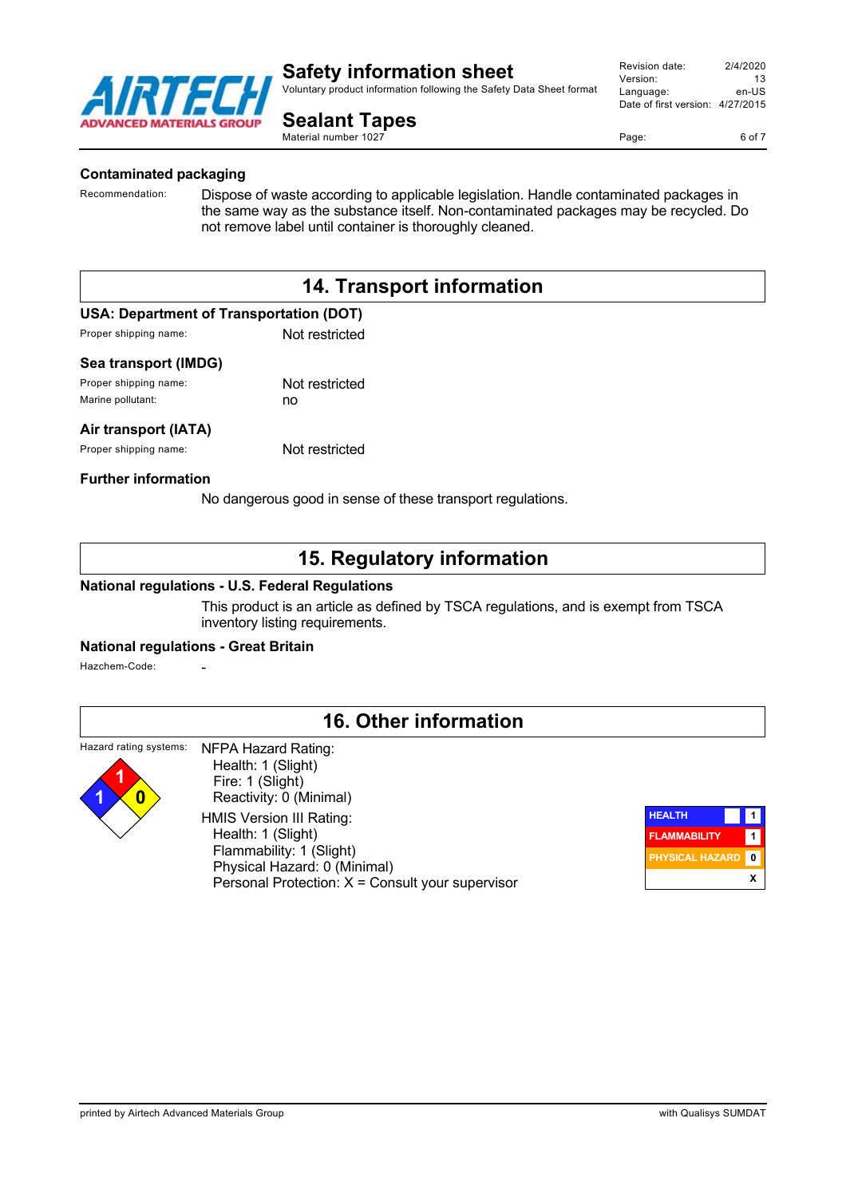#### Contaminated packaging

Recommendation: Dispose of waste according to applicable legislation. Handle contaminated packages in the same way as the substance itself. Non-contaminated packages may be recycled. Do not remove label until container is thoroughly cleaned.

## 14. Transport information

#### USA: Department of Transportation (DOT)

Proper shipping name: Not restricted

#### Sea transport (IMDG)

Proper shipping name: Not restricted
Marine pollutant: no

#### Air transport (IATA)

Proper shipping name: Not restricted

#### Further information

No dangerous good in sense of these transport regulations.

## 15. Regulatory information

#### National regulations - U.S. Federal Regulations

This product is an article as defined by TSCA regulations, and is exempt from TSCA inventory listing requirements.

#### National regulations - Great Britain

Hazchem-Code: -

## 16. Other information

Hazard rating systems:

NFPA Hazard Rating:
- Health: 1 (Slight)
- Fire: 1 (Slight)
- Reactivity: 0 (Minimal)

HMIS Version III Rating:
- Health: 1 (Slight)
- Flammability: 1 (Slight)
- Physical Hazard: 0 (Minimal)
- Personal Protection: X = Consult your supervisor

| HEALTH | 1 |
|---|---|
| FLAMMABILITY | 1 |
| PHYSICAL HAZARD | 0 |
| | X |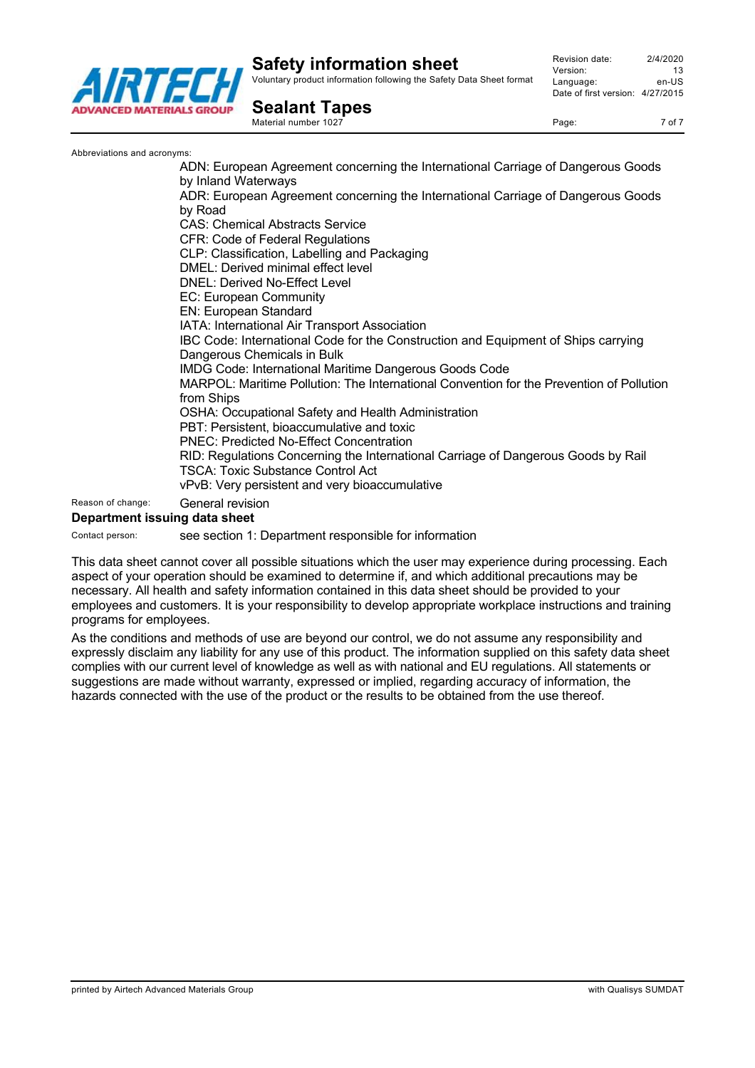Abbreviations and acronyms:

ADN: European Agreement concerning the International Carriage of Dangerous Goods by Inland Waterways
ADR: European Agreement concerning the International Carriage of Dangerous Goods by Road
CAS: Chemical Abstracts Service
CFR: Code of Federal Regulations
CLP: Classification, Labelling and Packaging
DMEL: Derived minimal effect level
DNEL: Derived No-Effect Level
EC: European Community
EN: European Standard
IATA: International Air Transport Association
IBC Code: International Code for the Construction and Equipment of Ships carrying Dangerous Chemicals in Bulk
IMDG Code: International Maritime Dangerous Goods Code
MARPOL: Maritime Pollution: The International Convention for the Prevention of Pollution from Ships
OSHA: Occupational Safety and Health Administration
PBT: Persistent, bioaccumulative and toxic
PNEC: Predicted No-Effect Concentration
RID: Regulations Concerning the International Carriage of Dangerous Goods by Rail
TSCA: Toxic Substance Control Act
vPvB: Very persistent and very bioaccumulative

Reason of change: General revision

**Department issuing data sheet**

Contact person: see section 1: Department responsible for information

This data sheet cannot cover all possible situations which the user may experience during processing. Each aspect of your operation should be examined to determine if, and which additional precautions may be necessary. All health and safety information contained in this data sheet should be provided to your employees and customers. It is your responsibility to develop appropriate workplace instructions and training programs for employees.

As the conditions and methods of use are beyond our control, we do not assume any responsibility and expressly disclaim any liability for any use of this product. The information supplied on this safety data sheet complies with our current level of knowledge as well as with national and EU regulations. All statements or suggestions are made without warranty, expressed or implied, regarding accuracy of information, the hazards connected with the use of the product or the results to be obtained from the use thereof.